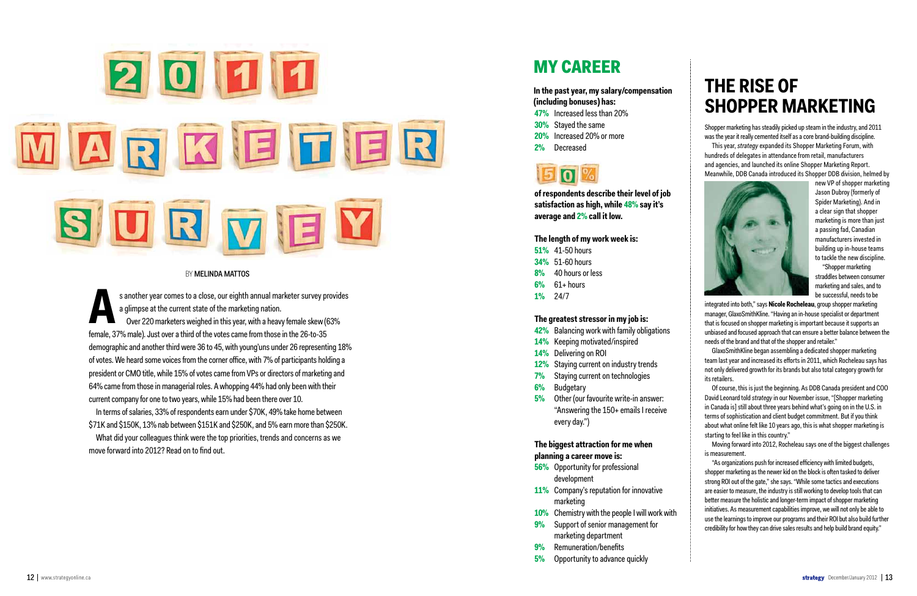# 2011 MARKETER SURVEY

BY MELINDA MATTOS

As another year comes to a close, our eighth annual marketer survey provides a glimpse at the current state of the marketing nation.

Over 220 marketers weighed in this year, with a heavy female skew (63% female, 37% male). Just over a third of the votes came from those in the 26-to-35 demographic and another third were 36 to 45, with young'uns under 26 representing 18% of votes. We heard some voices from the corner office, with 7% of participants holding a president or CMO title, while 15% of votes came from VPs or directors of marketing and 64% came from those in managerial roles. A whopping 44% had only been with their current company for one to two years, while 15% had been there over 10.

In terms of salaries, 33% of respondents earn under $70K, 49% take home between $71K and $150K, 13% nab between $151K and $250K, and 5% earn more than $250K.

What did your colleagues think were the top priorities, trends and concerns as we move forward into 2012? Read on to find out.

## MY CAREER

**In the past year, my salary/compensation (including bonuses) has:**

- **47%** Increased less than 20%
- **30%** Stayed the same
- **20%** Increased 20% or more
- **2%** Decreased

**50%**

**of respondents describe their level of job satisfaction as high, while 48% say it's average and 2% call it low.**

**The length of my work week is:**

- **51%** 41-50 hours
- **34%** 51-60 hours
- **8%** 40 hours or less
- **6%** 61+ hours
- **1%** 24/7

**The greatest stressor in my job is:**

- **42%** Balancing work with family obligations
- **14%** Keeping motivated/inspired
- **14%** Delivering on ROI
- **12%** Staying current on industry trends
- **7%** Staying current on technologies
- **6%** Budgetary
- **5%** Other (our favourite write-in answer: "Answering the 150+ emails I receive every day.")

**The biggest attraction for me when planning a career move is:**

- **56%** Opportunity for professional development
- **11%** Company's reputation for innovative marketing
- **10%** Chemistry with the people I will work with
- **9%** Support of senior management for marketing department
- **9%** Remuneration/benefits
- **5%** Opportunity to advance quickly

## THE RISE OF SHOPPER MARKETING

Shopper marketing has steadily picked up steam in the industry, and 2011 was the year it really cemented itself as a core brand-building discipline.

This year, *strategy* expanded its Shopper Marketing Forum, with hundreds of delegates in attendance from retail, manufacturers and agencies, and launched its online Shopper Marketing Report. Meanwhile, DDB Canada introduced its Shopper DDB division, helmed by new VP of shopper marketing Jason Dubroy (formerly of Spider Marketing). And in a clear sign that shopper marketing is more than just a passing fad, Canadian manufacturers invested in building up in-house teams to tackle the new discipline.

"Shopper marketing straddles between consumer marketing and sales, and to be successful, needs to be integrated into both," says **Nicole Rocheleau**, group shopper marketing manager, GlaxoSmithKline. "Having an in-house specialist or department that is focused on shopper marketing is important because it supports an unbiased and focused approach that can ensure a better balance between the needs of the brand and that of the shopper and retailer."

GlaxoSmithKline began assembling a dedicated shopper marketing team last year and increased its efforts in 2011, which Rocheleau says has not only delivered growth for its brands but also total category growth for its retailers.

Of course, this is just the beginning. As DDB Canada president and COO David Leonard told *strategy* in our November issue, "[Shopper marketing in Canada is] still about three years behind what's going on in the U.S. in terms of sophistication and client budget commitment. But if you think about what online felt like 10 years ago, this is what shopper marketing is starting to feel like in this country."

Moving forward into 2012, Rocheleau says one of the biggest challenges is measurement.

"As organizations push for increased efficiency with limited budgets, shopper marketing as the newer kid on the block is often tasked to deliver strong ROI out of the gate," she says. "While some tactics and executions are easier to measure, the industry is still working to develop tools that can better measure the holistic and longer-term impact of shopper marketing initiatives. As measurement capabilities improve, we will not only be able to use the learnings to improve our programs and their ROI but also build further credibility for how they can drive sales results and help build brand equity."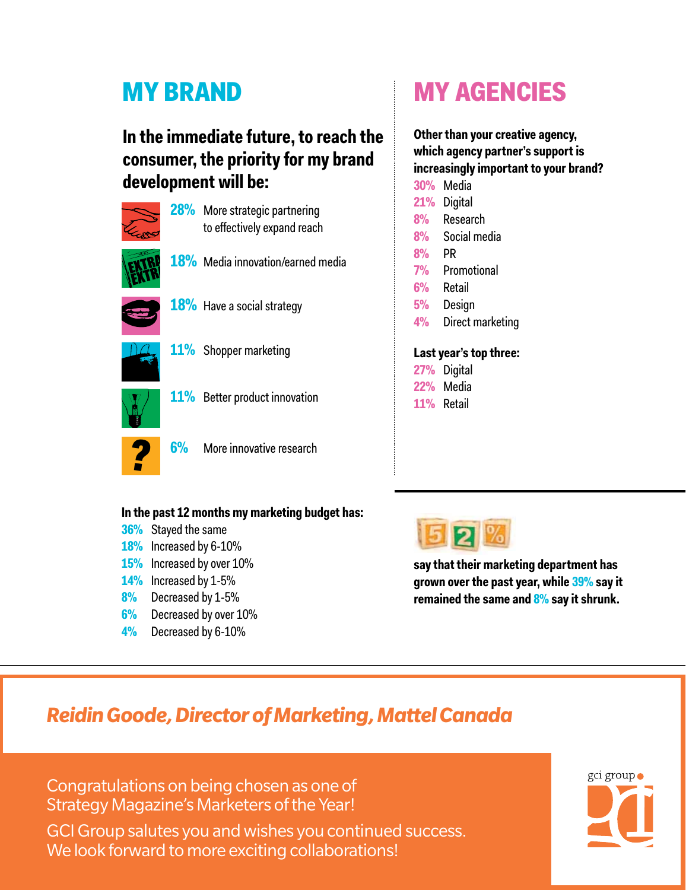## MY BRAND

### In the immediate future, to reach the consumer, the priority for my brand development will be:

- **28%** More strategic partnering to effectively expand reach
- **18%** Media innovation/earned media
- **18%** Have a social strategy
- **11%** Shopper marketing
- **11%** Better product innovation
- **6%** More innovative research

## MY AGENCIES

**Other than your creative agency, which agency partner's support is increasingly important to your brand?**

- **30%** Media
- **21%** Digital
- **8%** Research
- **8%** Social media
- **8%** PR
- **7%** Promotional
- **6%** Retail
- **5%** Design
- **4%** Direct marketing

**Last year's top three:**

- **27%** Digital
- **22%** Media
- **11%** Retail

**In the past 12 months my marketing budget has:**

- **36%** Stayed the same
- **18%** Increased by 6-10%
- **15%** Increased by over 10%
- **14%** Increased by 1-5%
- **8%** Decreased by 1-5%
- **6%** Decreased by over 10%
- **4%** Decreased by 6-10%

**52%** **say that their marketing department has grown over the past year, while 39% say it remained the same and 8% say it shrunk.**

*Reidin Goode, Director of Marketing, Mattel Canada*

Congratulations on being chosen as one of Strategy Magazine's Marketers of the Year!

GCI Group salutes you and wishes you continued success. We look forward to more exciting collaborations!

gci group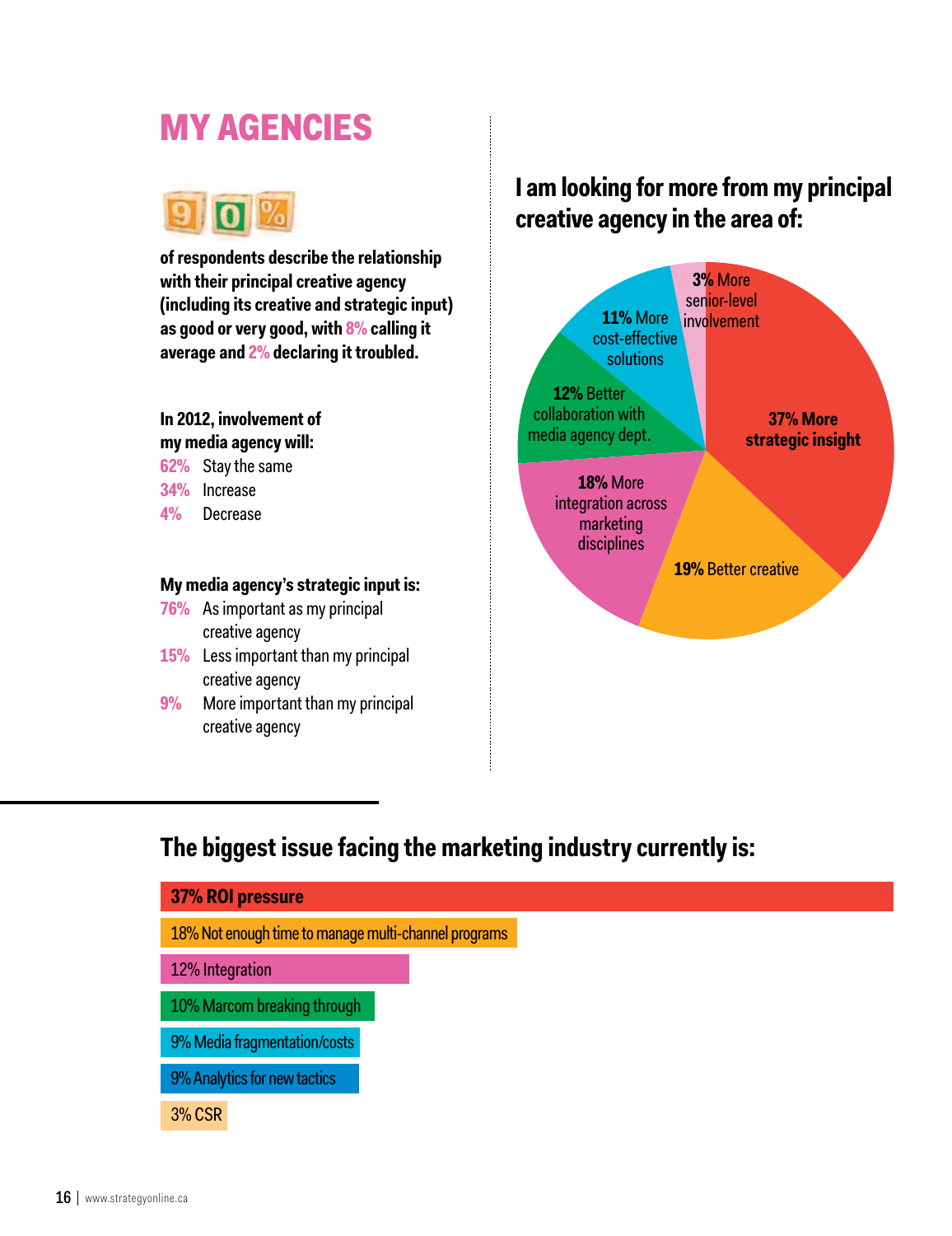# MY AGENCIES

**90%**

**of respondents describe the relationship with their principal creative agency (including its creative and strategic input) as good or very good, with 8% calling it average and 2% declaring it troubled.**

**In 2012, involvement of my media agency will:**

- **62%** Stay the same
- **34%** Increase
- **4%** Decrease

**My media agency's strategic input is:**

- **76%** As important as my principal creative agency
- **15%** Less important than my principal creative agency
- **9%** More important than my principal creative agency

## I am looking for more from my principal creative agency in the area of:

- **37% More strategic insight**
- **19%** Better creative
- **18%** More integration across marketing disciplines
- **12%** Better collaboration with media agency dept.
- **11%** More cost-effective solutions
- **3%** More senior-level involvement

## The biggest issue facing the marketing industry currently is:

- **37% ROI pressure**
- 18% Not enough time to manage multi-channel programs
- 12% Integration
- 10% Marcom breaking through
- 9% Media fragmentation/costs
- 9% Analytics for new tactics
- 3% CSR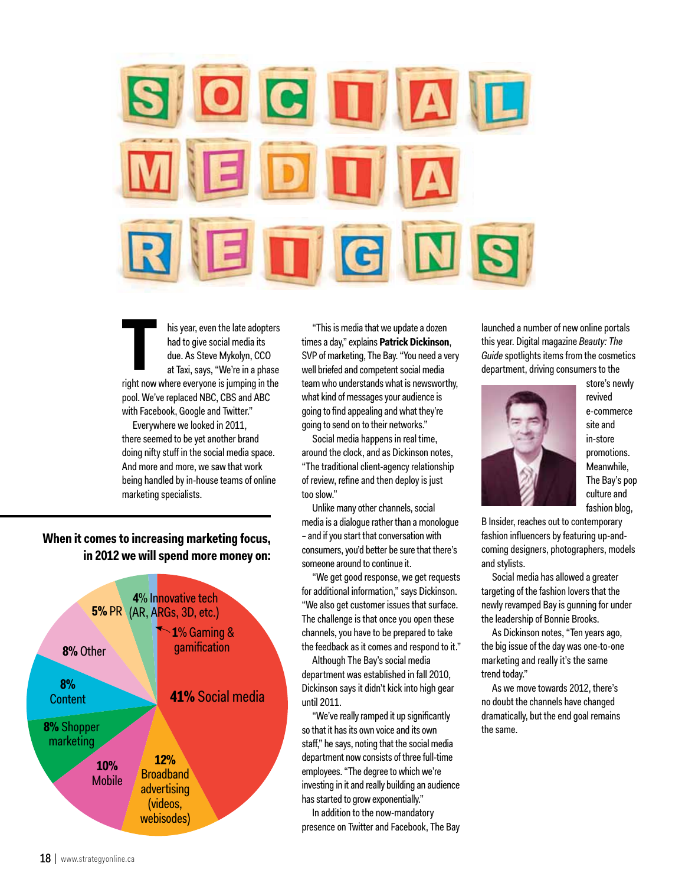# SOCIAL MEDIA REIGNS

This year, even the late adopters had to give social media its due. As Steve Mykolyn, CCO at Taxi, says, "We're in a phase right now where everyone is jumping in the pool. We've replaced NBC, CBS and ABC with Facebook, Google and Twitter."

Everywhere we looked in 2011, there seemed to be yet another brand doing nifty stuff in the social media space. And more and more, we saw that work being handled by in-house teams of online marketing specialists.

**When it comes to increasing marketing focus, in 2012 we will spend more money on:**

| Category | Share |
|---|---|
| Social media | 41% |
| Broadband advertising (videos, webisodes) | 12% |
| Mobile | 10% |
| Shopper marketing | 8% |
| Content | 8% |
| Other | 8% |
| PR | 5% |
| Innovative tech (AR, ARGs, 3D, etc.) | 4% |
| Gaming & gamification | 1% |

"This is media that we update a dozen times a day," explains **Patrick Dickinson**, SVP of marketing, The Bay. "You need a very well briefed and competent social media team who understands what is newsworthy, what kind of messages your audience is going to find appealing and what they're going to send on to their networks."

Social media happens in real time, around the clock, and as Dickinson notes, "The traditional client-agency relationship of review, refine and then deploy is just too slow."

Unlike many other channels, social media is a dialogue rather than a monologue – and if you start that conversation with consumers, you'd better be sure that there's someone around to continue it.

"We get good response, we get requests for additional information," says Dickinson. "We also get customer issues that surface. The challenge is that once you open these channels, you have to be prepared to take the feedback as it comes and respond to it."

Although The Bay's social media department was established in fall 2010, Dickinson says it didn't kick into high gear until 2011.

"We've really ramped it up significantly so that it has its own voice and its own staff," he says, noting that the social media department now consists of three full-time employees. "The degree to which we're investing in it and really building an audience has started to grow exponentially."

In addition to the now-mandatory presence on Twitter and Facebook, The Bay launched a number of new online portals this year. Digital magazine *Beauty: The Guide* spotlights items from the cosmetics department, driving consumers to the store's newly revived e-commerce site and in-store promotions. Meanwhile, The Bay's pop culture and fashion blog, B Insider, reaches out to contemporary fashion influencers by featuring up-and-coming designers, photographers, models and stylists.

Social media has allowed a greater targeting of the fashion lovers that the newly revamped Bay is gunning for under the leadership of Bonnie Brooks.

As Dickinson notes, "Ten years ago, the big issue of the day was one-to-one marketing and really it's the same trend today."

As we move towards 2012, there's no doubt the channels have changed dramatically, but the end goal remains the same.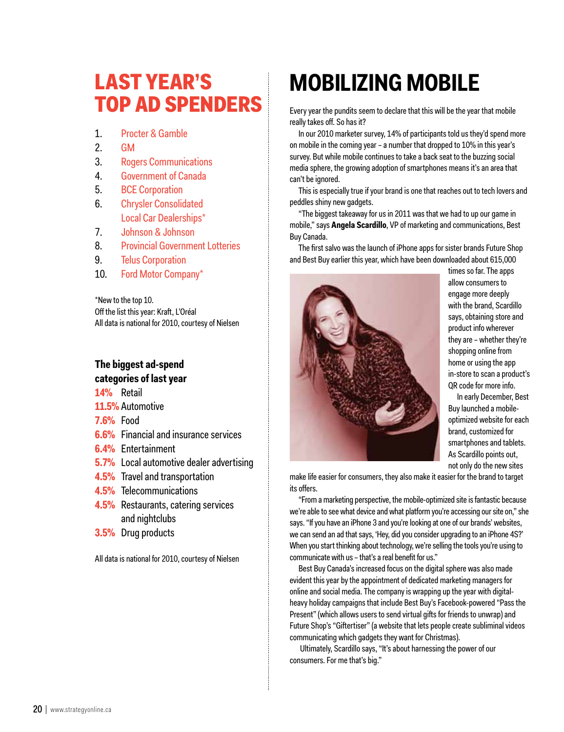# LAST YEAR'S TOP AD SPENDERS

1. Procter & Gamble
2. GM
3. Rogers Communications
4. Government of Canada
5. BCE Corporation
6. Chrysler Consolidated
   Local Car Dealerships*
7. Johnson & Johnson
8. Provincial Government Lotteries
9. Telus Corporation
10. Ford Motor Company*

*New to the top 10.
Off the list this year: Kraft, L'Oréal
All data is national for 2010, courtesy of Nielsen

### The biggest ad-spend categories of last year

**14%** Retail
**11.5%** Automotive
**7.6%** Food
**6.6%** Financial and insurance services
**6.4%** Entertainment
**5.7%** Local automotive dealer advertising
**4.5%** Travel and transportation
**4.5%** Telecommunications
**4.5%** Restaurants, catering services and nightclubs
**3.5%** Drug products

All data is national for 2010, courtesy of Nielsen

# MOBILIZING MOBILE

Every year the pundits seem to declare that this will be the year that mobile really takes off. So has it?

In our 2010 marketer survey, 14% of participants told us they'd spend more on mobile in the coming year – a number that dropped to 10% in this year's survey. But while mobile continues to take a back seat to the buzzing social media sphere, the growing adoption of smartphones means it's an area that can't be ignored.

This is especially true if your brand is one that reaches out to tech lovers and peddles shiny new gadgets.

"The biggest takeaway for us in 2011 was that we had to up our game in mobile," says **Angela Scardillo**, VP of marketing and communications, Best Buy Canada.

The first salvo was the launch of iPhone apps for sister brands Future Shop and Best Buy earlier this year, which have been downloaded about 615,000 times so far. The apps allow consumers to engage more deeply with the brand, Scardillo says, obtaining store and product info wherever they are – whether they're shopping online from home or using the app in-store to scan a product's QR code for more info.

In early December, Best Buy launched a mobile-optimized website for each brand, customized for smartphones and tablets. As Scardillo points out, not only do the new sites make life easier for consumers, they also make it easier for the brand to target its offers.

"From a marketing perspective, the mobile-optimized site is fantastic because we're able to see what device and what platform you're accessing our site on," she says. "If you have an iPhone 3 and you're looking at one of our brands' websites, we can send an ad that says, 'Hey, did you consider upgrading to an iPhone 4S?' When you start thinking about technology, we're selling the tools you're using to communicate with us – that's a real benefit for us."

Best Buy Canada's increased focus on the digital sphere was also made evident this year by the appointment of dedicated marketing managers for online and social media. The company is wrapping up the year with digital-heavy holiday campaigns that include Best Buy's Facebook-powered "Pass the Present" (which allows users to send virtual gifts for friends to unwrap) and Future Shop's "Giftertiser" (a website that lets people create subliminal videos communicating which gadgets they want for Christmas).

Ultimately, Scardillo says, "It's about harnessing the power of our consumers. For me that's big."